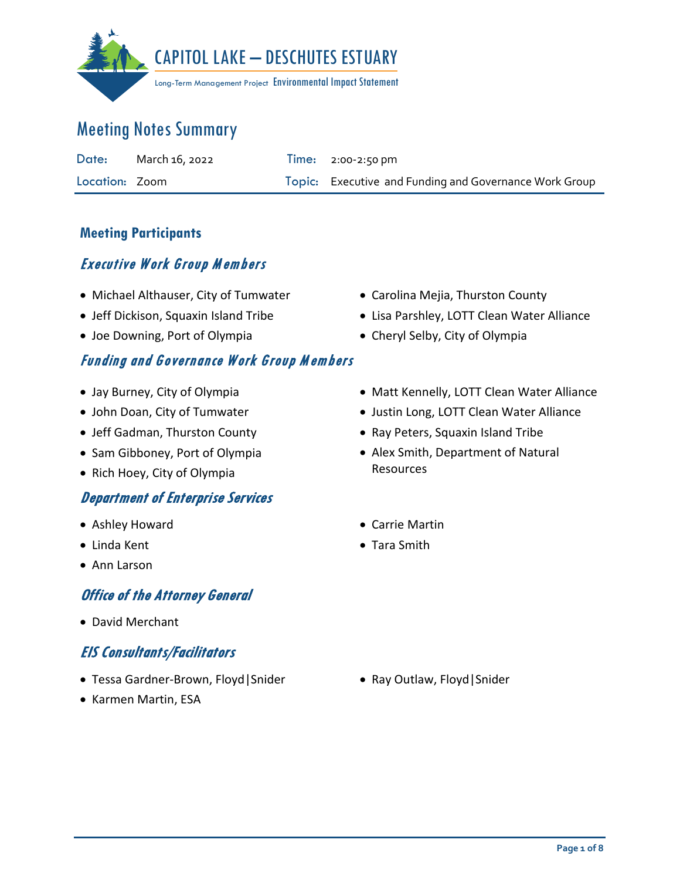# CAPITOL LAKE – DESCHUTES ESTUARY

Long-Term Management Project Environmental Impact Statement

## Meeting Notes Summary

| | | | |
|---|---|---|---|
| **Date:** | March 16, 2022 | **Time:** | 2:00-2:50 pm |
| **Location:** | Zoom | **Topic:** | Executive and Funding and Governance Work Group |

### Meeting Participants

#### *Executive Work Group Members*

- Michael Althauser, City of Tumwater
- Jeff Dickison, Squaxin Island Tribe
- Joe Downing, Port of Olympia
- Carolina Mejia, Thurston County
- Lisa Parshley, LOTT Clean Water Alliance
- Cheryl Selby, City of Olympia

#### *Funding and Governance Work Group Members*

- Jay Burney, City of Olympia
- John Doan, City of Tumwater
- Jeff Gadman, Thurston County
- Sam Gibboney, Port of Olympia
- Rich Hoey, City of Olympia
- Matt Kennelly, LOTT Clean Water Alliance
- Justin Long, LOTT Clean Water Alliance
- Ray Peters, Squaxin Island Tribe
- Alex Smith, Department of Natural Resources

#### *Department of Enterprise Services*

- Ashley Howard
- Linda Kent
- Ann Larson
- Carrie Martin
- Tara Smith

#### *Office of the Attorney General*

- David Merchant

#### *EIS Consultants/Facilitators*

- Tessa Gardner-Brown, Floyd|Snider
- Karmen Martin, ESA
- Ray Outlaw, Floyd|Snider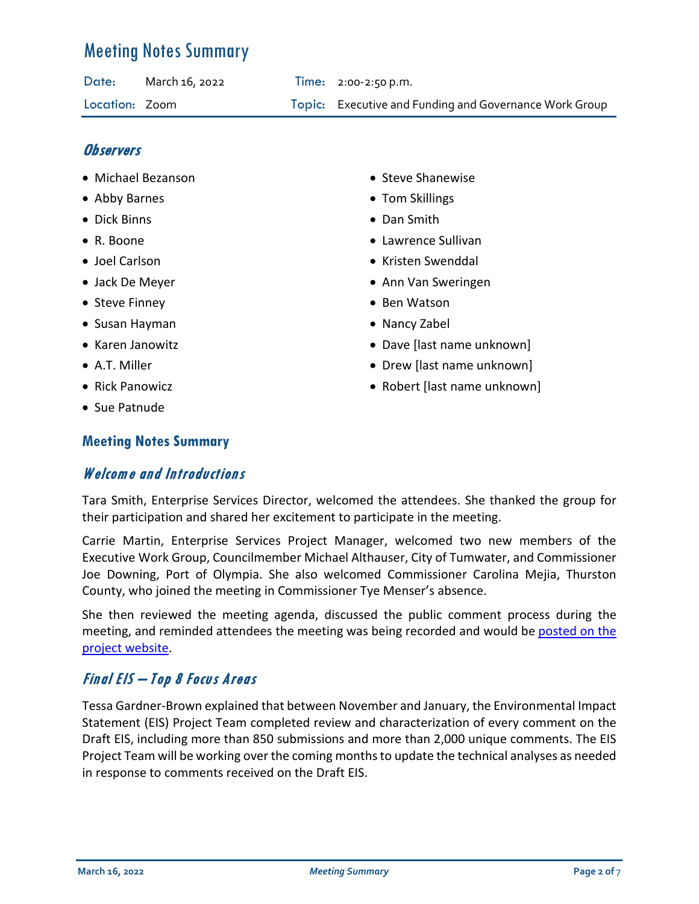# Meeting Notes Summary

| Date: | March 16, 2022 | Time: | 2:00-2:50 p.m. |
|---|---|---|---|
| Location: | Zoom | Topic: | Executive and Funding and Governance Work Group |

## Observers

- Michael Bezanson
- Abby Barnes
- Dick Binns
- R. Boone
- Joel Carlson
- Jack De Meyer
- Steve Finney
- Susan Hayman
- Karen Janowitz
- A.T. Miller
- Rick Panowicz
- Sue Patnude
- Steve Shanewise
- Tom Skillings
- Dan Smith
- Lawrence Sullivan
- Kristen Swenddal
- Ann Van Sweringen
- Ben Watson
- Nancy Zabel
- Dave [last name unknown]
- Drew [last name unknown]
- Robert [last name unknown]

## Meeting Notes Summary

### Welcome and Introductions

Tara Smith, Enterprise Services Director, welcomed the attendees. She thanked the group for their participation and shared her excitement to participate in the meeting.

Carrie Martin, Enterprise Services Project Manager, welcomed two new members of the Executive Work Group, Councilmember Michael Althauser, City of Tumwater, and Commissioner Joe Downing, Port of Olympia. She also welcomed Commissioner Carolina Mejia, Thurston County, who joined the meeting in Commissioner Tye Menser's absence.

She then reviewed the meeting agenda, discussed the public comment process during the meeting, and reminded attendees the meeting was being recorded and would be posted on the project website.

### Final EIS – Top 8 Focus Areas

Tessa Gardner-Brown explained that between November and January, the Environmental Impact Statement (EIS) Project Team completed review and characterization of every comment on the Draft EIS, including more than 850 submissions and more than 2,000 unique comments. The EIS Project Team will be working over the coming months to update the technical analyses as needed in response to comments received on the Draft EIS.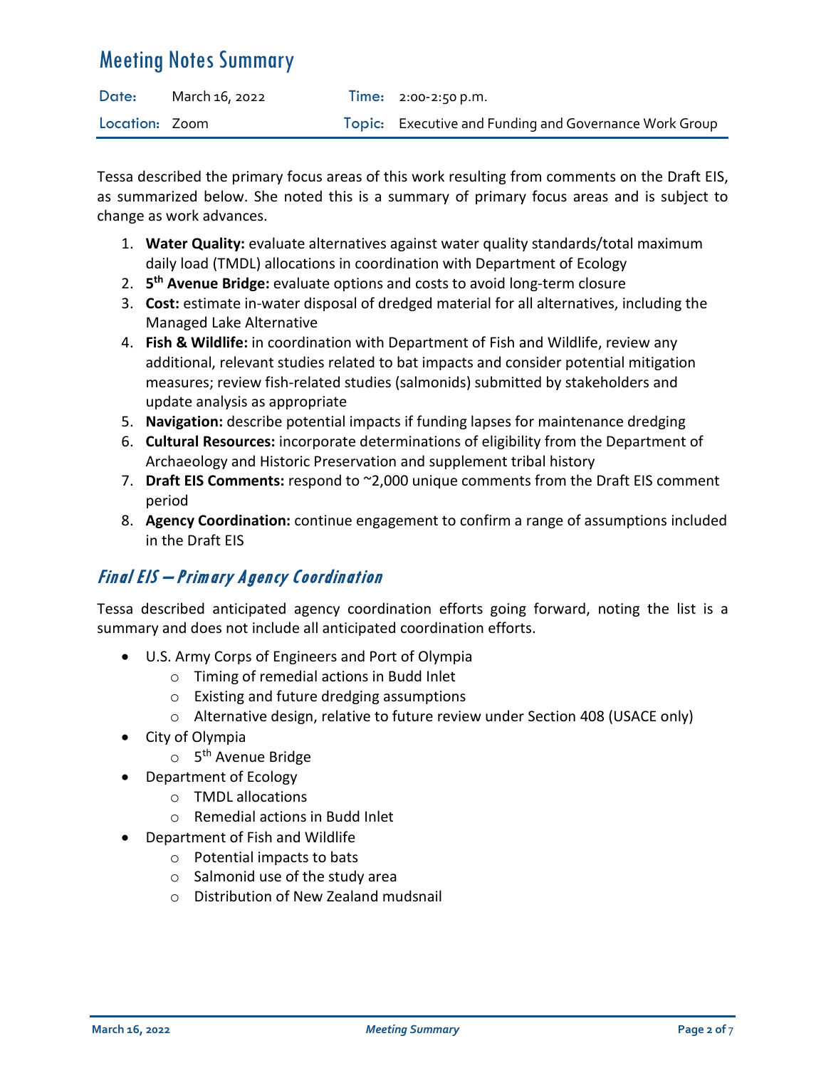# Meeting Notes Summary

| Date: | March 16, 2022 | Time: | 2:00-2:50 p.m. |
| --- | --- | --- | --- |
| Location: | Zoom | Topic: | Executive and Funding and Governance Work Group |

Tessa described the primary focus areas of this work resulting from comments on the Draft EIS, as summarized below. She noted this is a summary of primary focus areas and is subject to change as work advances.

1. **Water Quality:** evaluate alternatives against water quality standards/total maximum daily load (TMDL) allocations in coordination with Department of Ecology
2. **5th Avenue Bridge:** evaluate options and costs to avoid long-term closure
3. **Cost:** estimate in-water disposal of dredged material for all alternatives, including the Managed Lake Alternative
4. **Fish & Wildlife:** in coordination with Department of Fish and Wildlife, review any additional, relevant studies related to bat impacts and consider potential mitigation measures; review fish-related studies (salmonids) submitted by stakeholders and update analysis as appropriate
5. **Navigation:** describe potential impacts if funding lapses for maintenance dredging
6. **Cultural Resources:** incorporate determinations of eligibility from the Department of Archaeology and Historic Preservation and supplement tribal history
7. **Draft EIS Comments:** respond to ~2,000 unique comments from the Draft EIS comment period
8. **Agency Coordination:** continue engagement to confirm a range of assumptions included in the Draft EIS

## *Final EIS – Primary Agency Coordination*

Tessa described anticipated agency coordination efforts going forward, noting the list is a summary and does not include all anticipated coordination efforts.

- U.S. Army Corps of Engineers and Port of Olympia
  - Timing of remedial actions in Budd Inlet
  - Existing and future dredging assumptions
  - Alternative design, relative to future review under Section 408 (USACE only)
- City of Olympia
  - 5th Avenue Bridge
- Department of Ecology
  - TMDL allocations
  - Remedial actions in Budd Inlet
- Department of Fish and Wildlife
  - Potential impacts to bats
  - Salmonid use of the study area
  - Distribution of New Zealand mudsnail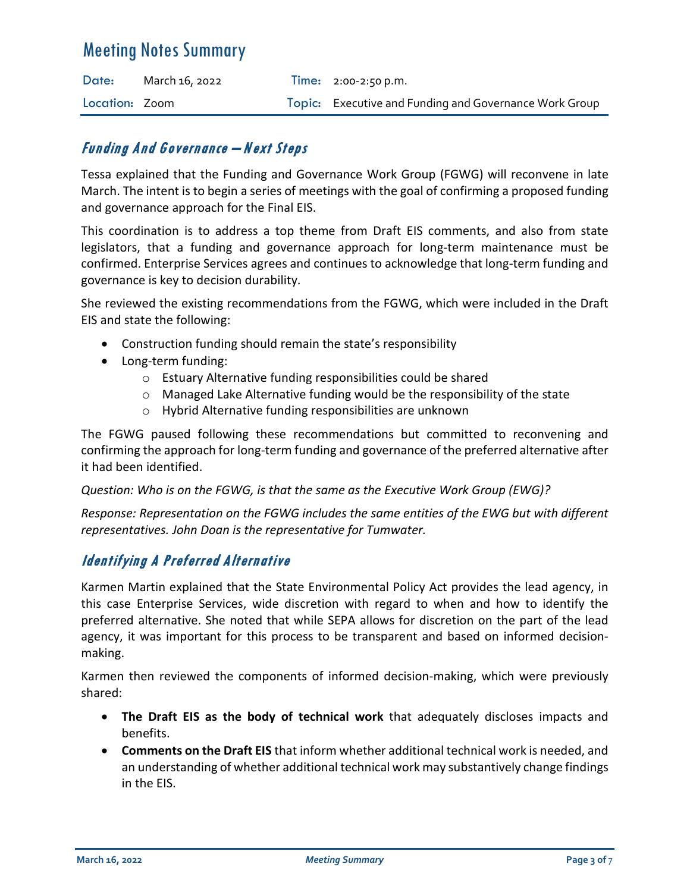# Meeting Notes Summary

| Date: | March 16, 2022 | Time: | 2:00-2:50 p.m. |
| --- | --- | --- | --- |
| Location: | Zoom | Topic: | Executive and Funding and Governance Work Group |

## *Funding And Governance – Next Steps*

Tessa explained that the Funding and Governance Work Group (FGWG) will reconvene in late March. The intent is to begin a series of meetings with the goal of confirming a proposed funding and governance approach for the Final EIS.

This coordination is to address a top theme from Draft EIS comments, and also from state legislators, that a funding and governance approach for long-term maintenance must be confirmed. Enterprise Services agrees and continues to acknowledge that long-term funding and governance is key to decision durability.

She reviewed the existing recommendations from the FGWG, which were included in the Draft EIS and state the following:

- Construction funding should remain the state's responsibility
- Long-term funding:
  - Estuary Alternative funding responsibilities could be shared
  - Managed Lake Alternative funding would be the responsibility of the state
  - Hybrid Alternative funding responsibilities are unknown

The FGWG paused following these recommendations but committed to reconvening and confirming the approach for long-term funding and governance of the preferred alternative after it had been identified.

*Question: Who is on the FGWG, is that the same as the Executive Work Group (EWG)?*

*Response: Representation on the FGWG includes the same entities of the EWG but with different representatives. John Doan is the representative for Tumwater.*

## *Identifying A Preferred Alternative*

Karmen Martin explained that the State Environmental Policy Act provides the lead agency, in this case Enterprise Services, wide discretion with regard to when and how to identify the preferred alternative. She noted that while SEPA allows for discretion on the part of the lead agency, it was important for this process to be transparent and based on informed decision-making.

Karmen then reviewed the components of informed decision-making, which were previously shared:

- **The Draft EIS as the body of technical work** that adequately discloses impacts and benefits.
- **Comments on the Draft EIS** that inform whether additional technical work is needed, and an understanding of whether additional technical work may substantively change findings in the EIS.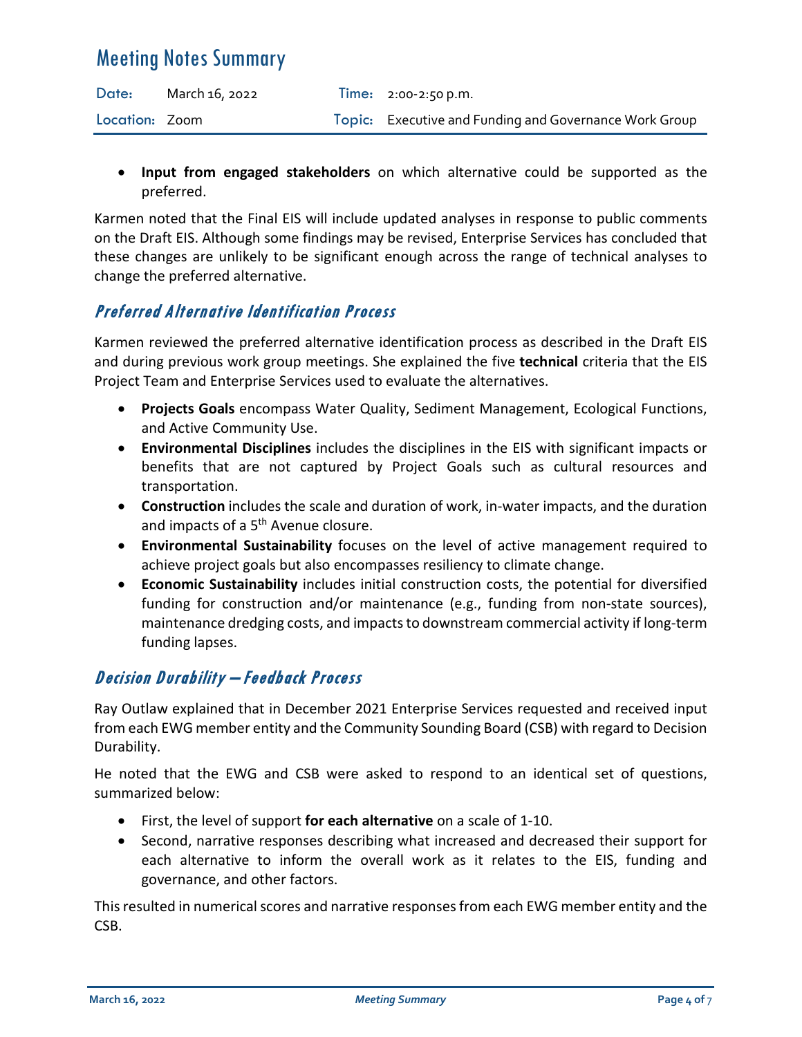- **Input from engaged stakeholders** on which alternative could be supported as the preferred.

Karmen noted that the Final EIS will include updated analyses in response to public comments on the Draft EIS. Although some findings may be revised, Enterprise Services has concluded that these changes are unlikely to be significant enough across the range of technical analyses to change the preferred alternative.

## *Preferred Alternative Identification Process*

Karmen reviewed the preferred alternative identification process as described in the Draft EIS and during previous work group meetings. She explained the five **technical** criteria that the EIS Project Team and Enterprise Services used to evaluate the alternatives.

- **Projects Goals** encompass Water Quality, Sediment Management, Ecological Functions, and Active Community Use.
- **Environmental Disciplines** includes the disciplines in the EIS with significant impacts or benefits that are not captured by Project Goals such as cultural resources and transportation.
- **Construction** includes the scale and duration of work, in-water impacts, and the duration and impacts of a 5th Avenue closure.
- **Environmental Sustainability** focuses on the level of active management required to achieve project goals but also encompasses resiliency to climate change.
- **Economic Sustainability** includes initial construction costs, the potential for diversified funding for construction and/or maintenance (e.g., funding from non-state sources), maintenance dredging costs, and impacts to downstream commercial activity if long-term funding lapses.

## *Decision Durability – Feedback Process*

Ray Outlaw explained that in December 2021 Enterprise Services requested and received input from each EWG member entity and the Community Sounding Board (CSB) with regard to Decision Durability.

He noted that the EWG and CSB were asked to respond to an identical set of questions, summarized below:

- First, the level of support **for each alternative** on a scale of 1-10.
- Second, narrative responses describing what increased and decreased their support for each alternative to inform the overall work as it relates to the EIS, funding and governance, and other factors.

This resulted in numerical scores and narrative responses from each EWG member entity and the CSB.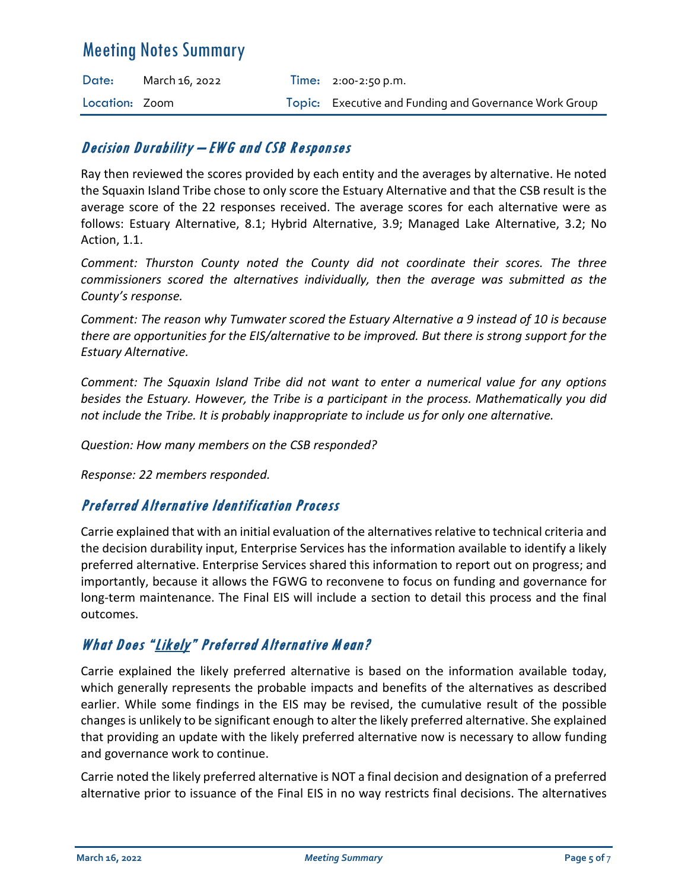# Meeting Notes Summary

| Date: | March 16, 2022 | Time: | 2:00-2:50 p.m. |
|---|---|---|---|
| Location: | Zoom | Topic: | Executive and Funding and Governance Work Group |

## Decision Durability – EWG and CSB Responses

Ray then reviewed the scores provided by each entity and the averages by alternative. He noted the Squaxin Island Tribe chose to only score the Estuary Alternative and that the CSB result is the average score of the 22 responses received. The average scores for each alternative were as follows: Estuary Alternative, 8.1; Hybrid Alternative, 3.9; Managed Lake Alternative, 3.2; No Action, 1.1.

*Comment: Thurston County noted the County did not coordinate their scores. The three commissioners scored the alternatives individually, then the average was submitted as the County's response.*

*Comment: The reason why Tumwater scored the Estuary Alternative a 9 instead of 10 is because there are opportunities for the EIS/alternative to be improved. But there is strong support for the Estuary Alternative.*

*Comment: The Squaxin Island Tribe did not want to enter a numerical value for any options besides the Estuary. However, the Tribe is a participant in the process. Mathematically you did not include the Tribe. It is probably inappropriate to include us for only one alternative.*

*Question: How many members on the CSB responded?*

*Response: 22 members responded.*

## Preferred Alternative Identification Process

Carrie explained that with an initial evaluation of the alternatives relative to technical criteria and the decision durability input, Enterprise Services has the information available to identify a likely preferred alternative. Enterprise Services shared this information to report out on progress; and importantly, because it allows the FGWG to reconvene to focus on funding and governance for long-term maintenance. The Final EIS will include a section to detail this process and the final outcomes.

## What Does "Likely" Preferred Alternative Mean?

Carrie explained the likely preferred alternative is based on the information available today, which generally represents the probable impacts and benefits of the alternatives as described earlier. While some findings in the EIS may be revised, the cumulative result of the possible changes is unlikely to be significant enough to alter the likely preferred alternative. She explained that providing an update with the likely preferred alternative now is necessary to allow funding and governance work to continue.

Carrie noted the likely preferred alternative is NOT a final decision and designation of a preferred alternative prior to issuance of the Final EIS in no way restricts final decisions. The alternatives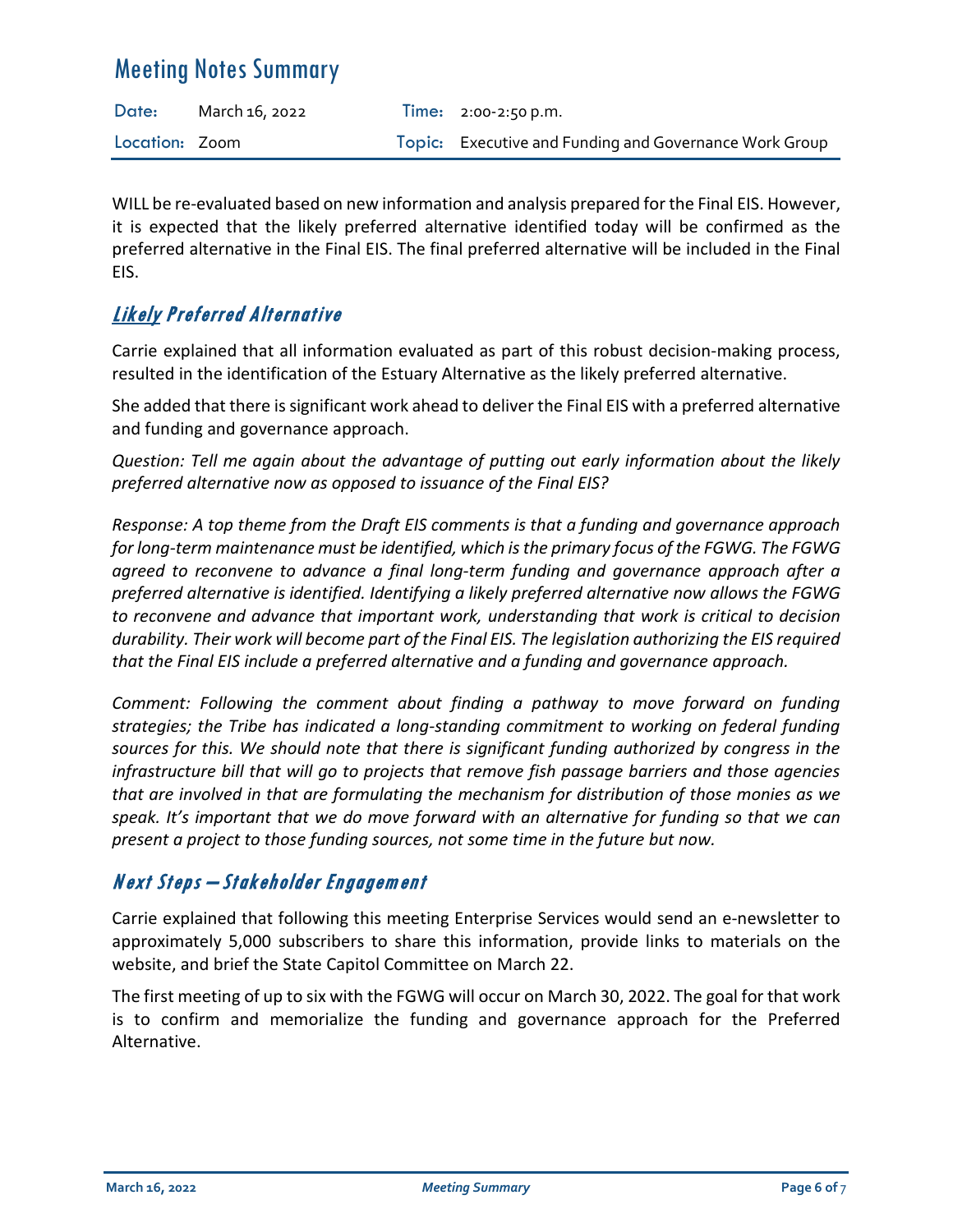WILL be re-evaluated based on new information and analysis prepared for the Final EIS. However, it is expected that the likely preferred alternative identified today will be confirmed as the preferred alternative in the Final EIS. The final preferred alternative will be included in the Final EIS.

## Likely Preferred Alternative

Carrie explained that all information evaluated as part of this robust decision-making process, resulted in the identification of the Estuary Alternative as the likely preferred alternative.

She added that there is significant work ahead to deliver the Final EIS with a preferred alternative and funding and governance approach.

*Question: Tell me again about the advantage of putting out early information about the likely preferred alternative now as opposed to issuance of the Final EIS?*

*Response: A top theme from the Draft EIS comments is that a funding and governance approach for long-term maintenance must be identified, which is the primary focus of the FGWG. The FGWG agreed to reconvene to advance a final long-term funding and governance approach after a preferred alternative is identified. Identifying a likely preferred alternative now allows the FGWG to reconvene and advance that important work, understanding that work is critical to decision durability. Their work will become part of the Final EIS. The legislation authorizing the EIS required that the Final EIS include a preferred alternative and a funding and governance approach.*

*Comment: Following the comment about finding a pathway to move forward on funding strategies; the Tribe has indicated a long-standing commitment to working on federal funding sources for this. We should note that there is significant funding authorized by congress in the infrastructure bill that will go to projects that remove fish passage barriers and those agencies that are involved in that are formulating the mechanism for distribution of those monies as we speak. It's important that we do move forward with an alternative for funding so that we can present a project to those funding sources, not some time in the future but now.*

## Next Steps – Stakeholder Engagement

Carrie explained that following this meeting Enterprise Services would send an e-newsletter to approximately 5,000 subscribers to share this information, provide links to materials on the website, and brief the State Capitol Committee on March 22.

The first meeting of up to six with the FGWG will occur on March 30, 2022. The goal for that work is to confirm and memorialize the funding and governance approach for the Preferred Alternative.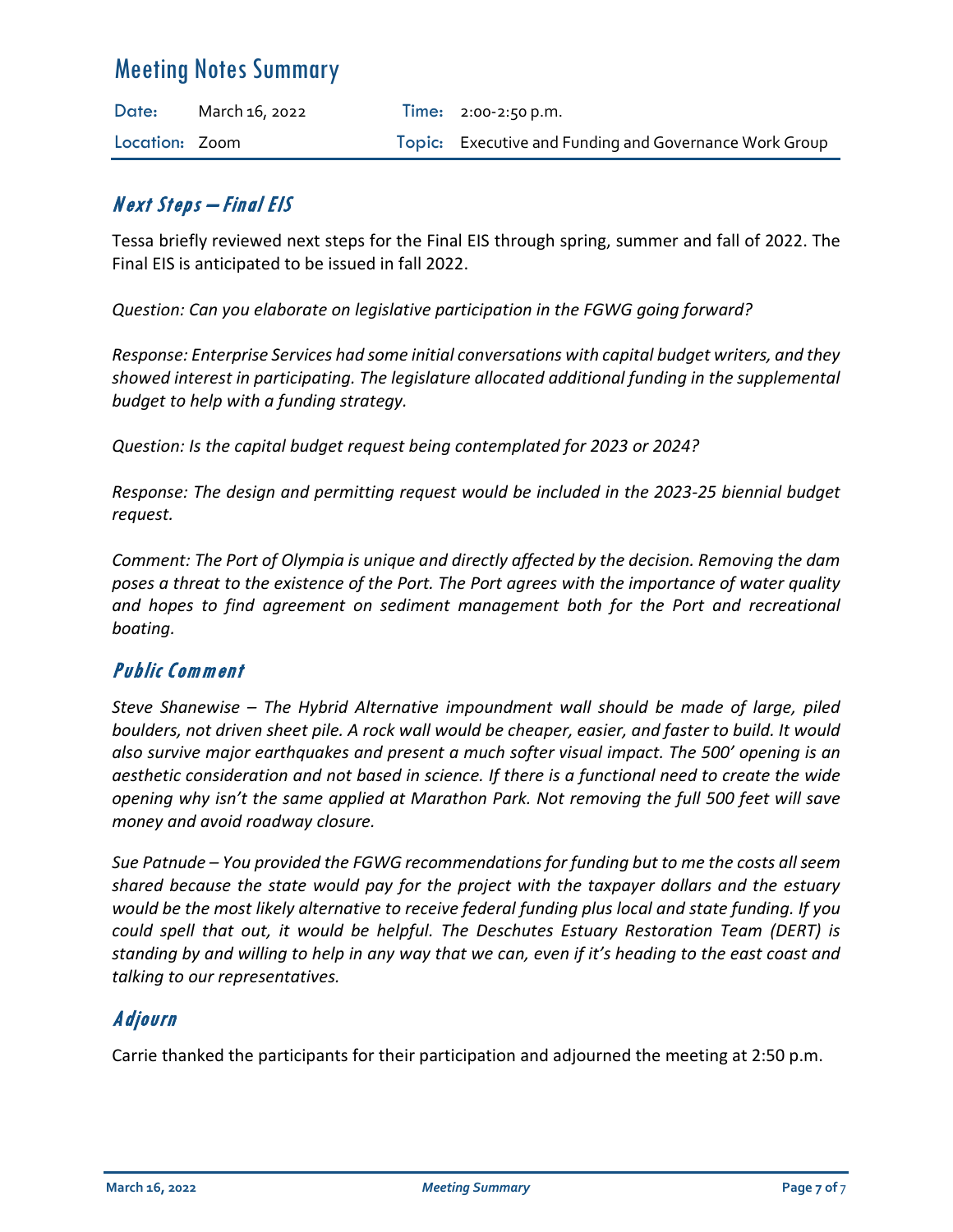# Meeting Notes Summary

| | | | |
|---|---|---|---|
| **Date:** | March 16, 2022 | **Time:** | 2:00-2:50 p.m. |
| **Location:** | Zoom | **Topic:** | Executive and Funding and Governance Work Group |

## Next Steps – Final EIS

Tessa briefly reviewed next steps for the Final EIS through spring, summer and fall of 2022. The Final EIS is anticipated to be issued in fall 2022.

*Question: Can you elaborate on legislative participation in the FGWG going forward?*

*Response: Enterprise Services had some initial conversations with capital budget writers, and they showed interest in participating. The legislature allocated additional funding in the supplemental budget to help with a funding strategy.*

*Question: Is the capital budget request being contemplated for 2023 or 2024?*

*Response: The design and permitting request would be included in the 2023-25 biennial budget request.*

*Comment: The Port of Olympia is unique and directly affected by the decision. Removing the dam poses a threat to the existence of the Port. The Port agrees with the importance of water quality and hopes to find agreement on sediment management both for the Port and recreational boating.*

## Public Comment

*Steve Shanewise – The Hybrid Alternative impoundment wall should be made of large, piled boulders, not driven sheet pile. A rock wall would be cheaper, easier, and faster to build. It would also survive major earthquakes and present a much softer visual impact. The 500' opening is an aesthetic consideration and not based in science. If there is a functional need to create the wide opening why isn't the same applied at Marathon Park. Not removing the full 500 feet will save money and avoid roadway closure.*

*Sue Patnude – You provided the FGWG recommendations for funding but to me the costs all seem shared because the state would pay for the project with the taxpayer dollars and the estuary would be the most likely alternative to receive federal funding plus local and state funding. If you could spell that out, it would be helpful. The Deschutes Estuary Restoration Team (DERT) is standing by and willing to help in any way that we can, even if it's heading to the east coast and talking to our representatives.*

## Adjourn

Carrie thanked the participants for their participation and adjourned the meeting at 2:50 p.m.